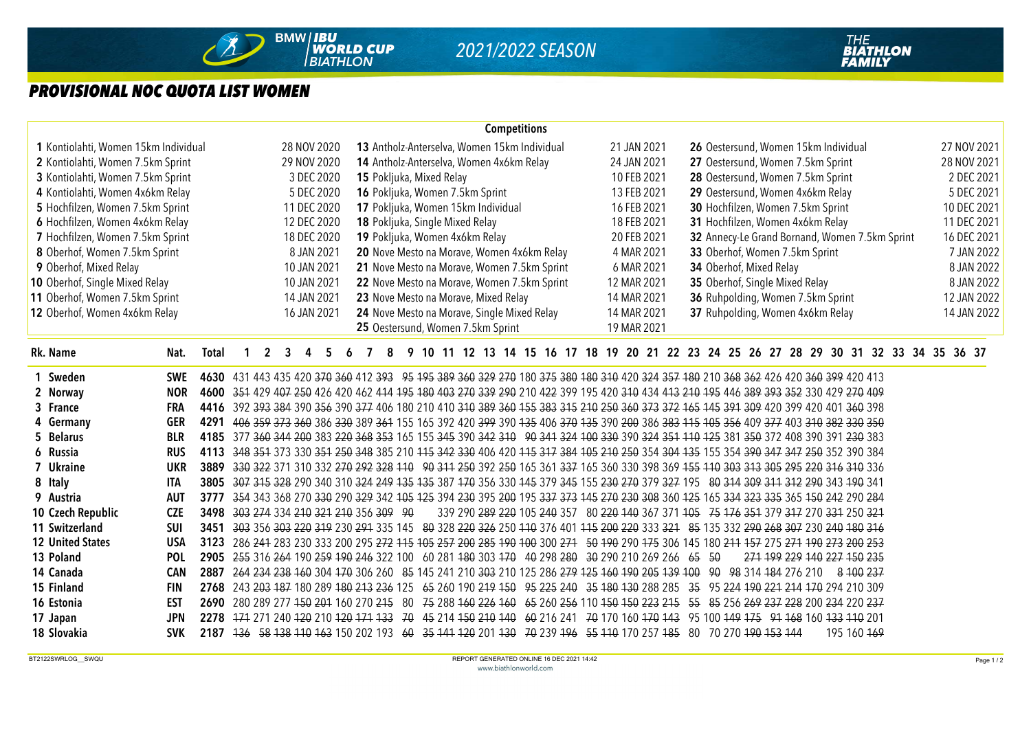# PROVISIONAL NOC QUOTA LIST WOMEN

## BMW IBU World Cup Biathlon — 2021/2022 Season

### Competitions

| No. | Competition | Date |
|---|---|---|
| 1 | Kontiolahti, Women 15km Individual | 28 NOV 2020 |
| 2 | Kontiolahti, Women 7.5km Sprint | 29 NOV 2020 |
| 3 | Kontiolahti, Women 7.5km Sprint | 3 DEC 2020 |
| 4 | Kontiolahti, Women 4x6km Relay | 5 DEC 2020 |
| 5 | Hochfilzen, Women 7.5km Sprint | 11 DEC 2020 |
| 6 | Hochfilzen, Women 4x6km Relay | 12 DEC 2020 |
| 7 | Hochfilzen, Women 7.5km Sprint | 18 DEC 2020 |
| 8 | Oberhof, Women 7.5km Sprint | 8 JAN 2021 |
| 9 | Oberhof, Mixed Relay | 10 JAN 2021 |
| 10 | Oberhof, Single Mixed Relay | 10 JAN 2021 |
| 11 | Oberhof, Women 7.5km Sprint | 14 JAN 2021 |
| 12 | Oberhof, Women 4x6km Relay | 16 JAN 2021 |
| 13 | Antholz-Anterselva, Women 15km Individual | 21 JAN 2021 |
| 14 | Antholz-Anterselva, Women 4x6km Relay | 24 JAN 2021 |
| 15 | Pokljuka, Mixed Relay | 10 FEB 2021 |
| 16 | Pokljuka, Women 7.5km Sprint | 13 FEB 2021 |
| 17 | Pokljuka, Women 15km Individual | 16 FEB 2021 |
| 18 | Pokljuka, Single Mixed Relay | 18 FEB 2021 |
| 19 | Pokljuka, Women 4x6km Relay | 20 FEB 2021 |
| 20 | Nove Mesto na Morave, Women 4x6km Relay | 4 MAR 2021 |
| 21 | Nove Mesto na Morave, Women 7.5km Sprint | 6 MAR 2021 |
| 22 | Nove Mesto na Morave, Women 7.5km Sprint | 12 MAR 2021 |
| 23 | Nove Mesto na Morave, Mixed Relay | 14 MAR 2021 |
| 24 | Nove Mesto na Morave, Single Mixed Relay | 14 MAR 2021 |
| 25 | Oestersund, Women 7.5km Sprint | 19 MAR 2021 |
| 26 | Oestersund, Women 15km Individual | 27 NOV 2021 |
| 27 | Oestersund, Women 7.5km Sprint | 28 NOV 2021 |
| 28 | Oestersund, Women 7.5km Sprint | 2 DEC 2021 |
| 29 | Oestersund, Women 4x6km Relay | 5 DEC 2021 |
| 30 | Hochfilzen, Women 7.5km Sprint | 10 DEC 2021 |
| 31 | Hochfilzen, Women 4x6km Relay | 11 DEC 2021 |
| 32 | Annecy-Le Grand Bornand, Women 7.5km Sprint | 16 DEC 2021 |
| 33 | Oberhof, Women 7.5km Sprint | 7 JAN 2022 |
| 34 | Oberhof, Mixed Relay | 8 JAN 2022 |
| 35 | Oberhof, Single Mixed Relay | 8 JAN 2022 |
| 36 | Ruhpolding, Women 7.5km Sprint | 12 JAN 2022 |
| 37 | Ruhpolding, Women 4x6km Relay | 14 JAN 2022 |

| Rk. | Name | Nat. | Total | 1 | 2 | 3 | 4 | 5 | 6 | 7 | 8 | 9 | 10 | 11 | 12 | 13 | 14 | 15 | 16 | 17 | 18 | 19 | 20 | 21 | 22 | 23 | 24 | 25 | 26 | 27 | 28 | 29 | 30 | 31 | 32 | 33 | 34 | 35 | 36 | 37 |
|---|---|---|---|---|---|---|---|---|---|---|---|---|---|---|---|---|---|---|---|---|---|---|---|---|---|---|---|---|---|---|---|---|---|---|---|---|---|---|---|---|
| 1 | Sweden | SWE | 4630 | 431 | 443 | 435 | 420 | ~~370~~ | ~~360~~ | 412 | ~~393~~ | ~~95~~ | ~~195~~ | 389 | 360 | ~~329~~ | ~~270~~ | 180 | ~~375~~ | ~~380~~ | ~~180~~ | ~~310~~ | 420 | ~~324~~ | ~~357~~ | ~~180~~ | 210 | ~~368~~ | ~~362~~ | 426 | 420 | ~~360~~ | ~~399~~ | 420 | 413 | | | | | |
| 2 | Norway | NOR | 4600 | ~~351~~ | 429 | ~~407~~ | ~~250~~ | 426 | 420 | 462 | ~~414~~ | ~~195~~ | ~~180~~ | ~~403~~ | ~~270~~ | ~~339~~ | ~~290~~ | 210 | ~~422~~ | 399 | 195 | 420 | ~~310~~ | 434 | ~~413~~ | ~~210~~ | ~~195~~ | 446 | ~~389~~ | ~~393~~ | ~~352~~ | 330 | 429 | ~~270~~ | ~~409~~ | | | | | |
| 3 | France | FRA | 4416 | 392 | ~~393~~ | ~~384~~ | 390 | ~~356~~ | 390 | ~~377~~ | 406 | 180 | 210 | 410 | ~~310~~ | ~~389~~ | ~~360~~ | ~~155~~ | ~~383~~ | ~~315~~ | ~~210~~ | ~~250~~ | ~~360~~ | ~~373~~ | ~~372~~ | ~~165~~ | ~~145~~ | ~~391~~ | ~~309~~ | 420 | 399 | 420 | 401 | ~~360~~ | 398 | | | | | |
| 4 | Germany | GER | 4291 | ~~406~~ | ~~359~~ | ~~373~~ | ~~360~~ | 386 | ~~330~~ | 389 | ~~361~~ | 155 | 165 | 392 | 420 | ~~399~~ | 390 | ~~135~~ | 406 | ~~370~~ | ~~135~~ | 390 | ~~200~~ | 386 | ~~383~~ | ~~115~~ | ~~105~~ | ~~356~~ | 409 | ~~377~~ | 403 | ~~310~~ | ~~382~~ | ~~330~~ | ~~350~~ | | | | | |
| 5 | Belarus | BLR | 4185 | 377 | ~~360~~ | ~~344~~ | ~~200~~ | 383 | ~~220~~ | ~~368~~ | ~~353~~ | 165 | 155 | ~~345~~ | 390 | ~~342~~ | ~~310~~ | ~~90~~ | ~~341~~ | ~~324~~ | ~~100~~ | ~~330~~ | 390 | ~~324~~ | ~~351~~ | ~~110~~ | ~~125~~ | 381 | ~~350~~ | 372 | 408 | 390 | 391 | ~~230~~ | 383 | | | | | |
| 6 | Russia | RUS | 4113 | ~~348~~ | ~~351~~ | 373 | 330 | ~~351~~ | ~~250~~ | ~~348~~ | 385 | 210 | ~~115~~ | ~~342~~ | ~~330~~ | 406 | 420 | ~~115~~ | ~~317~~ | ~~384~~ | ~~105~~ | ~~210~~ | ~~250~~ | 354 | ~~304~~ | ~~135~~ | 155 | 354 | ~~390~~ | ~~347~~ | ~~347~~ | ~~250~~ | 352 | 390 | 384 | | | | | |
| 7 | Ukraine | UKR | 3889 | ~~330~~ | ~~322~~ | 371 | 310 | 332 | ~~270~~ | ~~292~~ | ~~328~~ | ~~110~~ | 90 | ~~311~~ | ~~250~~ | 392 | ~~250~~ | 165 | 361 | ~~337~~ | 165 | 360 | 330 | 398 | 369 | ~~155~~ | ~~110~~ | ~~303~~ | ~~313~~ | ~~305~~ | ~~295~~ | ~~220~~ | ~~316~~ | ~~310~~ | 336 | | | | | |
| 8 | Italy | ITA | 3805 | ~~307~~ | ~~315~~ | ~~328~~ | 290 | 340 | 310 | ~~324~~ | ~~249~~ | ~~135~~ | ~~135~~ | 387 | ~~170~~ | 356 | 330 | ~~145~~ | 379 | ~~345~~ | 155 | ~~230~~ | ~~270~~ | 379 | ~~327~~ | 195 | 80 | ~~314~~ | ~~309~~ | ~~311~~ | ~~312~~ | ~~290~~ | 343 | ~~190~~ | 341 | | | | | |
| 9 | Austria | AUT | 3777 | ~~354~~ | 343 | 368 | 270 | ~~330~~ | 290 | ~~329~~ | 342 | ~~105~~ | ~~125~~ | 394 | ~~230~~ | 395 | ~~200~~ | 195 | ~~337~~ | ~~373~~ | ~~145~~ | ~~270~~ | ~~230~~ | ~~308~~ | 360 | ~~125~~ | 165 | ~~334~~ | ~~323~~ | ~~335~~ | 365 | ~~150~~ | ~~242~~ | 290 | ~~284~~ | | | | | |
| 10 | Czech Republic | CZE | 3498 | ~~303~~ | ~~274~~ | 334 | ~~210~~ | ~~321~~ | ~~210~~ | 356 | ~~309~~ | ~~90~~ | | 339 | 290 | ~~289~~ | ~~220~~ | 105 | ~~240~~ | 357 | 80 | ~~220~~ | ~~140~~ | 367 | 371 | ~~105~~ | ~~75~~ | ~~176~~ | ~~351~~ | 379 | ~~317~~ | 270 | ~~331~~ | 250 | ~~321~~ | | | | | |
| 11 | Switzerland | SUI | 3451 | ~~303~~ | 356 | ~~303~~ | ~~220~~ | ~~319~~ | 230 | ~~291~~ | 335 | 145 | ~~80~~ | 328 | ~~220~~ | ~~326~~ | 250 | ~~110~~ | 376 | 401 | ~~115~~ | ~~200~~ | ~~220~~ | 333 | ~~321~~ | ~~85~~ | 135 | 332 | ~~290~~ | ~~268~~ | ~~307~~ | 230 | ~~240~~ | ~~180~~ | ~~316~~ | | | | | |
| 12 | United States | USA | 3123 | 286 | ~~241~~ | 283 | 230 | 333 | 200 | 295 | ~~272~~ | ~~115~~ | ~~105~~ | ~~257~~ | ~~200~~ | ~~285~~ | ~~190~~ | ~~100~~ | 300 | ~~271~~ | ~~50~~ | ~~190~~ | 290 | ~~175~~ | 306 | 145 | 180 | ~~211~~ | ~~157~~ | 275 | ~~271~~ | ~~190~~ | ~~273~~ | ~~200~~ | ~~253~~ | | | | | |
| 13 | Poland | POL | 2905 | ~~255~~ | 316 | ~~264~~ | 190 | ~~259~~ | ~~190~~ | ~~246~~ | 322 | 100 | 60 | 281 | ~~180~~ | 303 | ~~170~~ | ~~40~~ | 298 | ~~280~~ | ~~30~~ | 290 | 210 | 269 | 266 | ~~65~~ | ~~50~~ | | ~~271~~ | ~~199~~ | ~~229~~ | ~~140~~ | ~~227~~ | ~~150~~ | ~~235~~ | | | | | |
| 14 | Canada | CAN | 2887 | ~~264~~ | ~~234~~ | ~~238~~ | ~~160~~ | 304 | ~~170~~ | 306 | 260 | ~~85~~ | 145 | 241 | 210 | ~~303~~ | 210 | 125 | 286 | ~~279~~ | ~~125~~ | ~~160~~ | ~~190~~ | ~~205~~ | ~~139~~ | ~~100~~ | 90 | ~~98~~ | 314 | ~~184~~ | 276 | 210 | 8 | ~~100~~ | ~~237~~ | | | | | |
| 15 | Finland | FIN | 2768 | 243 | ~~203~~ | ~~187~~ | 180 | 289 | ~~180~~ | ~~213~~ | ~~236~~ | 125 | ~~65~~ | 260 | 190 | ~~219~~ | ~~150~~ | ~~95~~ | ~~225~~ | ~~240~~ | ~~35~~ | 180 | ~~130~~ | 288 | 285 | ~~35~~ | 95 | ~~224~~ | ~~190~~ | ~~221~~ | ~~214~~ | ~~170~~ | 294 | 210 | 309 | | | | | |
| 16 | Estonia | EST | 2690 | 280 | 289 | 277 | ~~150~~ | ~~201~~ | 160 | 270 | ~~215~~ | 80 | ~~75~~ | 288 | ~~160~~ | ~~226~~ | ~~160~~ | ~~65~~ | 260 | ~~256~~ | 110 | ~~150~~ | ~~150~~ | ~~223~~ | ~~215~~ | 55 | 85 | 256 | ~~269~~ | ~~237~~ | ~~228~~ | 200 | ~~234~~ | 220 | ~~237~~ | | | | | |
| 17 | Japan | JPN | 2278 | ~~171~~ | 271 | 240 | ~~120~~ | 210 | ~~120~~ | ~~171~~ | ~~133~~ | ~~70~~ | 45 | 214 | ~~150~~ | ~~210~~ | ~~140~~ | ~~60~~ | 216 | 241 | ~~70~~ | 170 | 160 | ~~170~~ | ~~143~~ | 95 | 100 | ~~149~~ | ~~175~~ | ~~91~~ | ~~168~~ | 160 | ~~133~~ | ~~110~~ | 201 | | | | | |
| 18 | Slovakia | SVK | 2187 | ~~136~~ | ~~58~~ | ~~138~~ | ~~110~~ | ~~163~~ | 150 | 202 | 193 | ~~60~~ | ~~35~~ | ~~141~~ | ~~120~~ | 201 | ~~130~~ | ~~70~~ | 239 | ~~196~~ | ~~55~~ | ~~110~~ | 170 | 257 | ~~185~~ | 80 | 70 | 270 | ~~190~~ | ~~153~~ | ~~144~~ | | 195 | 160 | ~~169~~ | | | | | |

BT2122SWRLOG__SWQU — REPORT GENERATED ONLINE 16 DEC 2021 14:42 — www.biathlonworld.com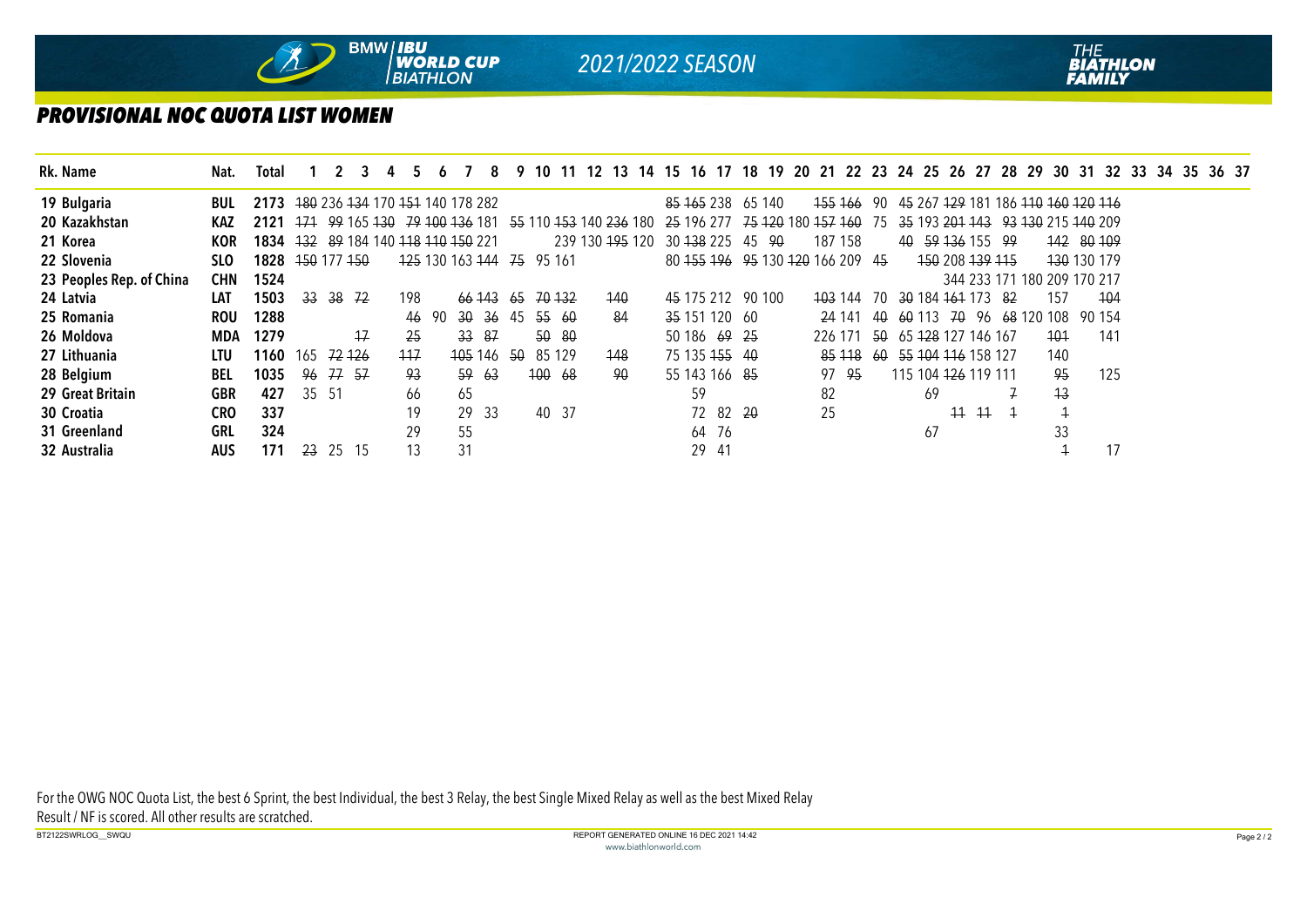## PROVISIONAL NOC QUOTA LIST WOMEN

| Rk. | Name | Nat. | Total | 1 | 2 | 3 | 4 | 5 | 6 | 7 | 8 | 9 | 10 | 11 | 12 | 13 | 14 | 15 | 16 | 17 | 18 | 19 | 20 | 21 | 22 | 23 | 24 | 25 | 26 | 27 | 28 | 29 | 30 | 31 | 32 | 33 | 34 | 35 | 36 | 37 |
|---|---|---|---|---|---|---|---|---|---|---|---|---|---|---|---|---|---|---|---|---|---|---|---|---|---|---|---|---|---|---|---|---|---|---|---|---|---|---|---|---|
| 19 | Bulgaria | BUL | 2173 | ~~180~~ | 236 | ~~134~~ | 170 | ~~151~~ | 140 | 178 | 282 | | | | | | | ~~85~~ | ~~165~~ | 238 | 65 | 140 | | ~~155~~ | ~~166~~ | 90 | ~~45~~ | 267 | ~~129~~ | 181 | 186 | ~~110~~ | ~~160~~ | ~~120~~ | ~~116~~ | | | | | |
| 20 | Kazakhstan | KAZ | 2121 | ~~171~~ | 99 | 165 | ~~130~~ | ~~79~~ | ~~100~~ | ~~136~~ | 181 | ~~55~~ | 110 | ~~153~~ | 140 | ~~236~~ | 180 | ~~25~~ | 196 | 277 | ~~75~~ | ~~120~~ | 180 | ~~157~~ | ~~160~~ | 75 | ~~35~~ | 193 | ~~201~~ | ~~143~~ | ~~93~~ | ~~130~~ | 215 | ~~140~~ | 209 | | | | | |
| 21 | Korea | KOR | 1834 | ~~132~~ | ~~89~~ | 184 | 140 | ~~118~~ | ~~110~~ | ~~150~~ | 221 | | | 239 | 130 | ~~195~~ | 120 | 30 | ~~138~~ | 225 | 45 | ~~90~~ | | 187 | 158 | | ~~40~~ | ~~59~~ | ~~136~~ | 155 | ~~99~~ | | ~~142~~ | ~~80~~ | ~~109~~ | | | | | |
| 22 | Slovenia | SLO | 1828 | ~~150~~ | 177 | ~~150~~ | | ~~125~~ | 130 | 163 | ~~144~~ | ~~75~~ | 95 | 161 | | | | 80 | ~~155~~ | ~~196~~ | ~~95~~ | 130 | ~~120~~ | 166 | 209 | ~~45~~ | | ~~150~~ | 208 | ~~139~~ | ~~115~~ | | ~~130~~ | 130 | 179 | | | | | |
| 23 | Peoples Rep. of China | CHN | 1524 | | | | | | | | | | | | | | | | | | | | | | | | | | 344 | 233 | 171 | 180 | 209 | 170 | 217 | | | | | |
| 24 | Latvia | LAT | 1503 | ~~33~~ | ~~38~~ | ~~72~~ | | 198 | | ~~66~~ | ~~143~~ | ~~65~~ | ~~70~~ | ~~132~~ | | ~~140~~ | | ~~45~~ | 175 | 212 | 90 | 100 | | ~~103~~ | 144 | 70 | ~~30~~ | 184 | ~~161~~ | 173 | ~~82~~ | | 157 | | ~~104~~ | | | | | |
| 25 | Romania | ROU | 1288 | | | | | ~~46~~ | 90 | ~~30~~ | ~~36~~ | 45 | ~~55~~ | ~~60~~ | | ~~84~~ | | ~~35~~ | 151 | 120 | 60 | | | ~~24~~ | 141 | ~~40~~ | ~~60~~ | 113 | ~~70~~ | 96 | ~~68~~ | 120 | 108 | 90 | 154 | | | | | |
| 26 | Moldova | MDA | 1279 | | | ~~17~~ | | ~~25~~ | | ~~33~~ | ~~87~~ | | ~~50~~ | ~~80~~ | | | | 50 | 186 | ~~69~~ | ~~25~~ | | | 226 | 171 | ~~50~~ | 65 | ~~128~~ | 127 | 146 | 167 | | ~~101~~ | | 141 | | | | | |
| 27 | Lithuania | LTU | 1160 | 165 | ~~72~~ | ~~126~~ | | ~~117~~ | | ~~105~~ | 146 | ~~50~~ | 85 | 129 | | ~~148~~ | | 75 | 135 | ~~155~~ | ~~40~~ | | | ~~85~~ | ~~118~~ | ~~60~~ | ~~55~~ | ~~104~~ | ~~116~~ | 158 | 127 | | 140 | | | | | | | |
| 28 | Belgium | BEL | 1035 | ~~96~~ | ~~77~~ | ~~57~~ | | ~~93~~ | | ~~59~~ | ~~63~~ | | ~~100~~ | ~~68~~ | | ~~90~~ | | 55 | 143 | 166 | ~~85~~ | | | 97 | ~~95~~ | | 115 | 104 | ~~126~~ | 119 | 111 | | ~~95~~ | | 125 | | | | | |
| 29 | Great Britain | GBR | 427 | 35 | 51 | | | 66 | | 65 | | | | | | | | | 59 | | | | | 82 | | | | 69 | | | ~~7~~ | | ~~13~~ | | | | | | | |
| 30 | Croatia | CRO | 337 | | | | | 19 | | 29 | 33 | | 40 | 37 | | | | | 72 | 82 | ~~20~~ | | | 25 | | | | | ~~11~~ | ~~11~~ | ~~1~~ | | ~~1~~ | | | | | | | |
| 31 | Greenland | GRL | 324 | | | | | 29 | | 55 | | | | | | | | | 64 | 76 | | | | | | | | 67 | | | | | 33 | | | | | | | |
| 32 | Australia | AUS | 171 | ~~23~~ | 25 | 15 | | 13 | | 31 | | | | | | | | | 29 | 41 | | | | | | | | | | | | | ~~1~~ | | 17 | | | | | |

For the OWG NOC Quota List, the best 6 Sprint, the best Individual, the best 3 Relay, the best Single Mixed Relay as well as the best Mixed Relay Result / NF is scored. All other results are scratched.

BT2122SWRLOG__SWQU

REPORT GENERATED ONLINE 16 DEC 2021 14:42

www.biathlonworld.com